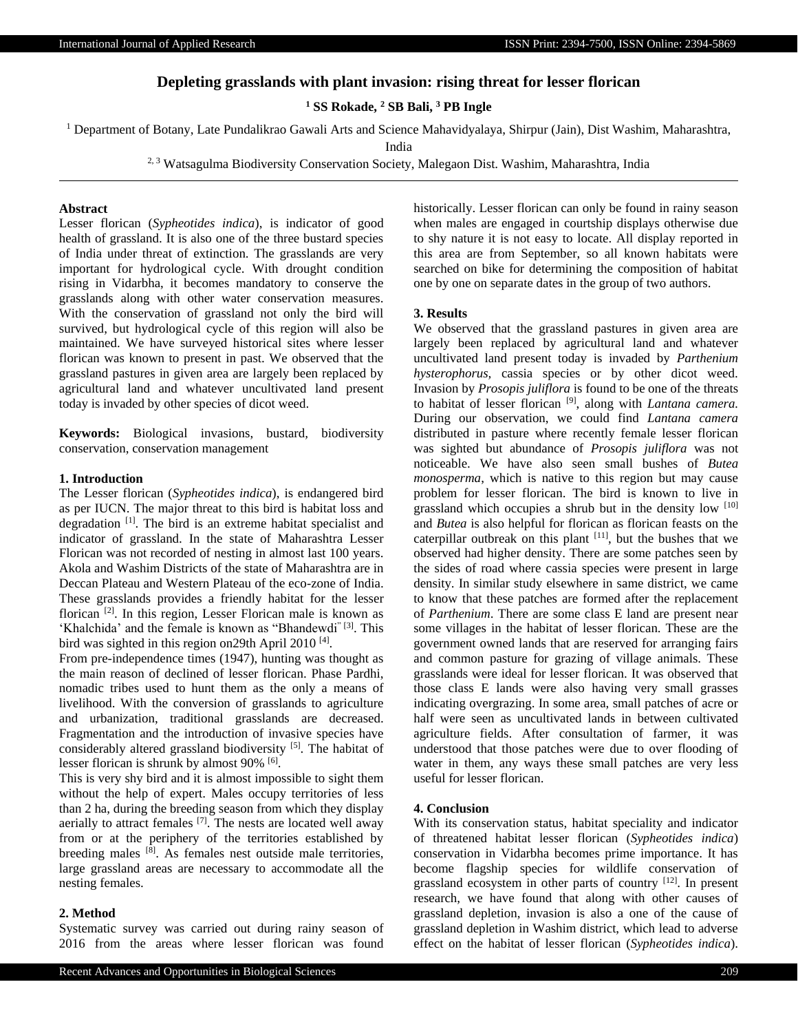# Depleting grasslands with plant invasion: rising threat for lesser florican

**[1] SS Rokade, [2] SB Bali, [3] PB Ingle**

[1] Department of Botany, Late Pundalikrao Gawali Arts and Science Mahavidyalaya, Shirpur (Jain), Dist Washim, Maharashtra, India

[2, 3] Watsagulma Biodiversity Conservation Society, Malegaon Dist. Washim, Maharashtra, India

## Abstract

Lesser florican (*Sypheotides indica*), is indicator of good health of grassland. It is also one of the three bustard species of India under threat of extinction. The grasslands are very important for hydrological cycle. With drought condition rising in Vidarbha, it becomes mandatory to conserve the grasslands along with other water conservation measures. With the conservation of grassland not only the bird will survived, but hydrological cycle of this region will also be maintained. We have surveyed historical sites where lesser florican was known to present in past. We observed that the grassland pastures in given area are largely been replaced by agricultural land and whatever uncultivated land present today is invaded by other species of dicot weed.

**Keywords:** Biological invasions, bustard, biodiversity conservation, conservation management

## 1. Introduction

The Lesser florican (*Sypheotides indica*), is endangered bird as per IUCN. The major threat to this bird is habitat loss and degradation [1]. The bird is an extreme habitat specialist and indicator of grassland. In the state of Maharashtra Lesser Florican was not recorded of nesting in almost last 100 years. Akola and Washim Districts of the state of Maharashtra are in Deccan Plateau and Western Plateau of the eco-zone of India. These grasslands provides a friendly habitat for the lesser florican [2]. In this region, Lesser Florican male is known as 'Khalchida' and the female is known as "Bhandewdi" [3]. This bird was sighted in this region on29th April 2010 [4].

From pre-independence times (1947), hunting was thought as the main reason of declined of lesser florican. Phase Pardhi, nomadic tribes used to hunt them as the only a means of livelihood. With the conversion of grasslands to agriculture and urbanization, traditional grasslands are decreased. Fragmentation and the introduction of invasive species have considerably altered grassland biodiversity [5]. The habitat of lesser florican is shrunk by almost 90% [6].

This is very shy bird and it is almost impossible to sight them without the help of expert. Males occupy territories of less than 2 ha, during the breeding season from which they display aerially to attract females [7]. The nests are located well away from or at the periphery of the territories established by breeding males [8]. As females nest outside male territories, large grassland areas are necessary to accommodate all the nesting females.

## 2. Method

Systematic survey was carried out during rainy season of 2016 from the areas where lesser florican was found historically. Lesser florican can only be found in rainy season when males are engaged in courtship displays otherwise due to shy nature it is not easy to locate. All display reported in this area are from September, so all known habitats were searched on bike for determining the composition of habitat one by one on separate dates in the group of two authors.

## 3. Results

We observed that the grassland pastures in given area are largely been replaced by agricultural land and whatever uncultivated land present today is invaded by *Parthenium hysterophorus*, cassia species or by other dicot weed. Invasion by *Prosopis juliflora* is found to be one of the threats to habitat of lesser florican [9], along with *Lantana camera.* During our observation, we could find *Lantana camera* distributed in pasture where recently female lesser florican was sighted but abundance of *Prosopis juliflora* was not noticeable. We have also seen small bushes of *Butea monosperma*, which is native to this region but may cause problem for lesser florican. The bird is known to live in grassland which occupies a shrub but in the density low [10] and *Butea* is also helpful for florican as florican feasts on the caterpillar outbreak on this plant [11], but the bushes that we observed had higher density. There are some patches seen by the sides of road where cassia species were present in large density. In similar study elsewhere in same district, we came to know that these patches are formed after the replacement of *Parthenium*. There are some class E land are present near some villages in the habitat of lesser florican. These are the government owned lands that are reserved for arranging fairs and common pasture for grazing of village animals. These grasslands were ideal for lesser florican. It was observed that those class E lands were also having very small grasses indicating overgrazing. In some area, small patches of acre or half were seen as uncultivated lands in between cultivated agriculture fields. After consultation of farmer, it was understood that those patches were due to over flooding of water in them, any ways these small patches are very less useful for lesser florican.

## 4. Conclusion

With its conservation status, habitat speciality and indicator of threatened habitat lesser florican (*Sypheotides indica*) conservation in Vidarbha becomes prime importance. It has become flagship species for wildlife conservation of grassland ecosystem in other parts of country [12]. In present research, we have found that along with other causes of grassland depletion, invasion is also a one of the cause of grassland depletion in Washim district, which lead to adverse effect on the habitat of lesser florican (*Sypheotides indica*).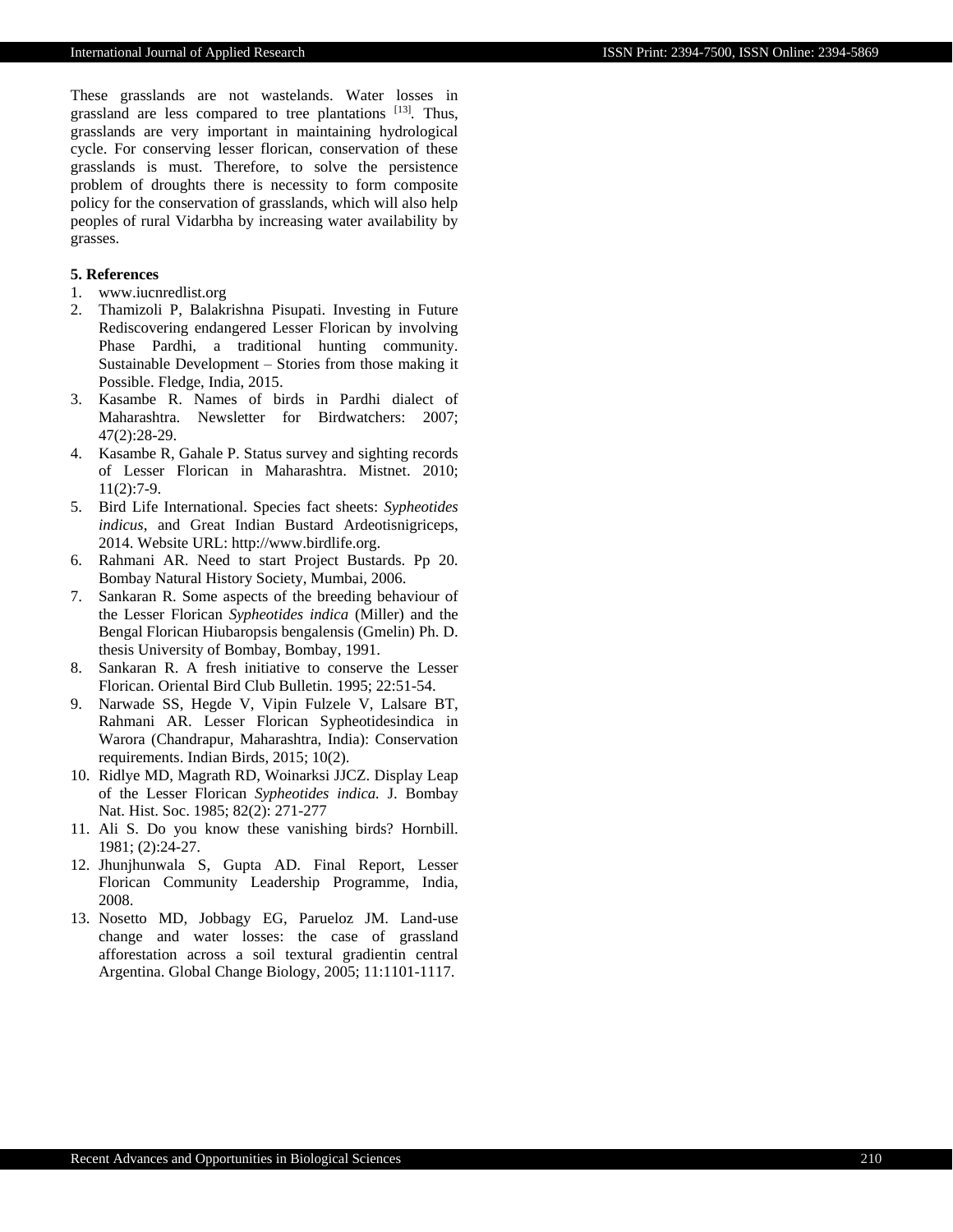These grasslands are not wastelands. Water losses in grassland are less compared to tree plantations [13]. Thus, grasslands are very important in maintaining hydrological cycle. For conserving lesser florican, conservation of these grasslands is must. Therefore, to solve the persistence problem of droughts there is necessity to form composite policy for the conservation of grasslands, which will also help peoples of rural Vidarbha by increasing water availability by grasses.

## 5. References

1. www.iucnredlist.org
2. Thamizoli P, Balakrishna Pisupati. Investing in Future Rediscovering endangered Lesser Florican by involving Phase Pardhi, a traditional hunting community. Sustainable Development – Stories from those making it Possible. Fledge, India, 2015.
3. Kasambe R. Names of birds in Pardhi dialect of Maharashtra. Newsletter for Birdwatchers: 2007; 47(2):28-29.
4. Kasambe R, Gahale P. Status survey and sighting records of Lesser Florican in Maharashtra. Mistnet. 2010; 11(2):7-9.
5. Bird Life International. Species fact sheets: *Sypheotides indicus*, and Great Indian Bustard Ardeotisnigriceps, 2014. Website URL: http://www.birdlife.org.
6. Rahmani AR. Need to start Project Bustards. Pp 20. Bombay Natural History Society, Mumbai, 2006.
7. Sankaran R. Some aspects of the breeding behaviour of the Lesser Florican *Sypheotides indica* (Miller) and the Bengal Florican Hiubaropsis bengalensis (Gmelin) Ph. D. thesis University of Bombay, Bombay, 1991.
8. Sankaran R. A fresh initiative to conserve the Lesser Florican. Oriental Bird Club Bulletin. 1995; 22:51-54.
9. Narwade SS, Hegde V, Vipin Fulzele V, Lalsare BT, Rahmani AR. Lesser Florican Sypheotidesindica in Warora (Chandrapur, Maharashtra, India): Conservation requirements. Indian Birds, 2015; 10(2).
10. Ridlye MD, Magrath RD, Woinarksi JJCZ. Display Leap of the Lesser Florican *Sypheotides indica.* J. Bombay Nat. Hist. Soc. 1985; 82(2): 271-277
11. Ali S. Do you know these vanishing birds? Hornbill. 1981; (2):24-27.
12. Jhunjhunwala S, Gupta AD. Final Report, Lesser Florican Community Leadership Programme, India, 2008.
13. Nosetto MD, Jobbagy EG, Parueloz JM. Land-use change and water losses: the case of grassland afforestation across a soil textural gradientin central Argentina. Global Change Biology, 2005; 11:1101-1117.